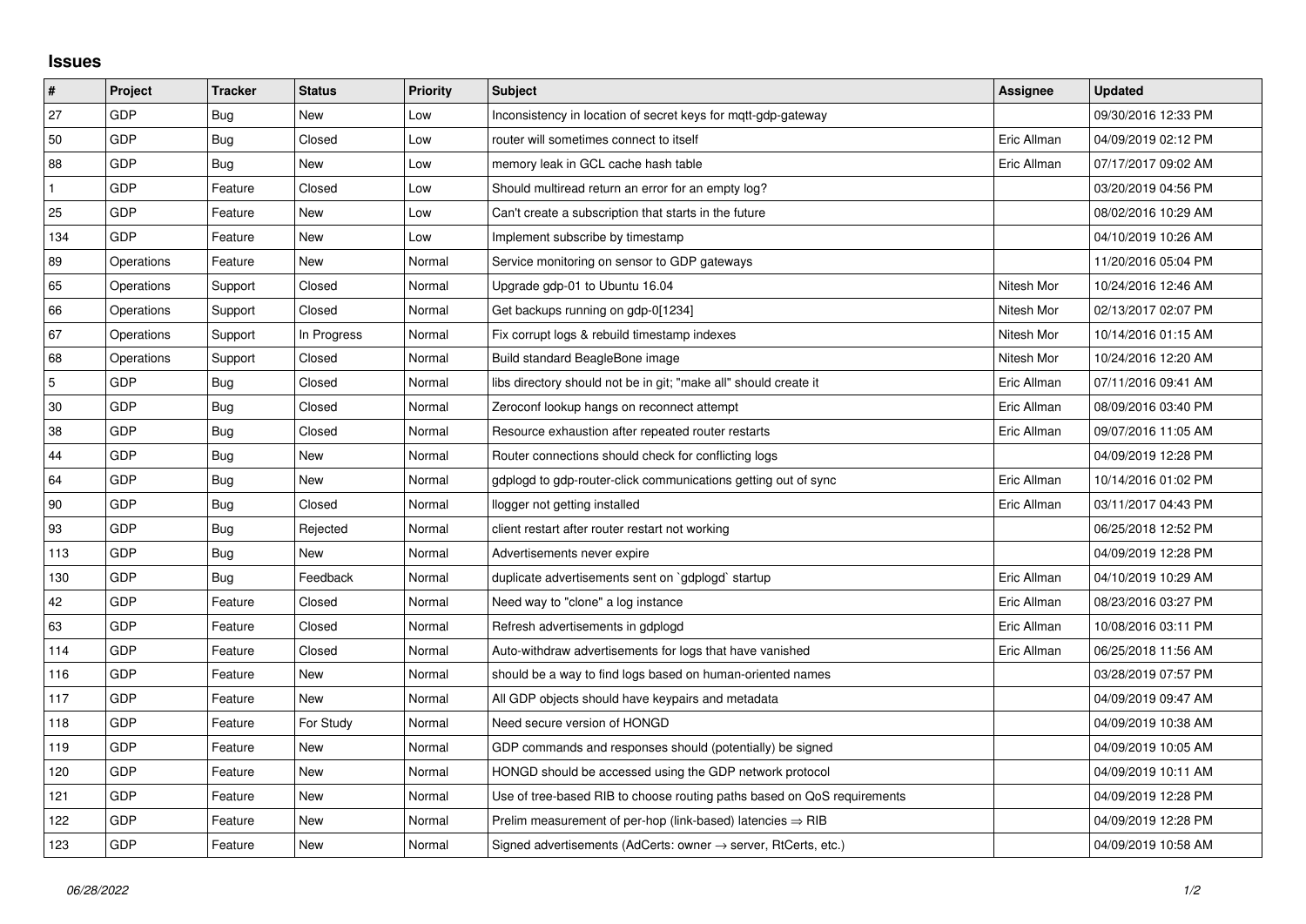# Issues

| # | Project | Tracker | Status | Priority | Subject | Assignee | Updated |
|---|---|---|---|---|---|---|---|
| 27 | GDP | Bug | New | Low | Inconsistency in location of secret keys for mqtt-gdp-gateway | | 09/30/2016 12:33 PM |
| 50 | GDP | Bug | Closed | Low | router will sometimes connect to itself | Eric Allman | 04/09/2019 02:12 PM |
| 88 | GDP | Bug | New | Low | memory leak in GCL cache hash table | Eric Allman | 07/17/2017 09:02 AM |
| 1 | GDP | Feature | Closed | Low | Should multiread return an error for an empty log? | | 03/20/2019 04:56 PM |
| 25 | GDP | Feature | New | Low | Can't create a subscription that starts in the future | | 08/02/2016 10:29 AM |
| 134 | GDP | Feature | New | Low | Implement subscribe by timestamp | | 04/10/2019 10:26 AM |
| 89 | Operations | Feature | New | Normal | Service monitoring on sensor to GDP gateways | | 11/20/2016 05:04 PM |
| 65 | Operations | Support | Closed | Normal | Upgrade gdp-01 to Ubuntu 16.04 | Nitesh Mor | 10/24/2016 12:46 AM |
| 66 | Operations | Support | Closed | Normal | Get backups running on gdp-0[1234] | Nitesh Mor | 02/13/2017 02:07 PM |
| 67 | Operations | Support | In Progress | Normal | Fix corrupt logs & rebuild timestamp indexes | Nitesh Mor | 10/14/2016 01:15 AM |
| 68 | Operations | Support | Closed | Normal | Build standard BeagleBone image | Nitesh Mor | 10/24/2016 12:20 AM |
| 5 | GDP | Bug | Closed | Normal | libs directory should not be in git; "make all" should create it | Eric Allman | 07/11/2016 09:41 AM |
| 30 | GDP | Bug | Closed | Normal | Zeroconf lookup hangs on reconnect attempt | Eric Allman | 08/09/2016 03:40 PM |
| 38 | GDP | Bug | Closed | Normal | Resource exhaustion after repeated router restarts | Eric Allman | 09/07/2016 11:05 AM |
| 44 | GDP | Bug | New | Normal | Router connections should check for conflicting logs | | 04/09/2019 12:28 PM |
| 64 | GDP | Bug | New | Normal | gdplogd to gdp-router-click communications getting out of sync | Eric Allman | 10/14/2016 01:02 PM |
| 90 | GDP | Bug | Closed | Normal | llogger not getting installed | Eric Allman | 03/11/2017 04:43 PM |
| 93 | GDP | Bug | Rejected | Normal | client restart after router restart not working | | 06/25/2018 12:52 PM |
| 113 | GDP | Bug | New | Normal | Advertisements never expire | | 04/09/2019 12:28 PM |
| 130 | GDP | Bug | Feedback | Normal | duplicate advertisements sent on `gdplogd` startup | Eric Allman | 04/10/2019 10:29 AM |
| 42 | GDP | Feature | Closed | Normal | Need way to "clone" a log instance | Eric Allman | 08/23/2016 03:27 PM |
| 63 | GDP | Feature | Closed | Normal | Refresh advertisements in gdplogd | Eric Allman | 10/08/2016 03:11 PM |
| 114 | GDP | Feature | Closed | Normal | Auto-withdraw advertisements for logs that have vanished | Eric Allman | 06/25/2018 11:56 AM |
| 116 | GDP | Feature | New | Normal | should be a way to find logs based on human-oriented names | | 03/28/2019 07:57 PM |
| 117 | GDP | Feature | New | Normal | All GDP objects should have keypairs and metadata | | 04/09/2019 09:47 AM |
| 118 | GDP | Feature | For Study | Normal | Need secure version of HONGD | | 04/09/2019 10:38 AM |
| 119 | GDP | Feature | New | Normal | GDP commands and responses should (potentially) be signed | | 04/09/2019 10:05 AM |
| 120 | GDP | Feature | New | Normal | HONGD should be accessed using the GDP network protocol | | 04/09/2019 10:11 AM |
| 121 | GDP | Feature | New | Normal | Use of tree-based RIB to choose routing paths based on QoS requirements | | 04/09/2019 12:28 PM |
| 122 | GDP | Feature | New | Normal | Prelim measurement of per-hop (link-based) latencies ⇒ RIB | | 04/09/2019 12:28 PM |
| 123 | GDP | Feature | New | Normal | Signed advertisements (AdCerts: owner → server, RtCerts, etc.) | | 04/09/2019 10:58 AM |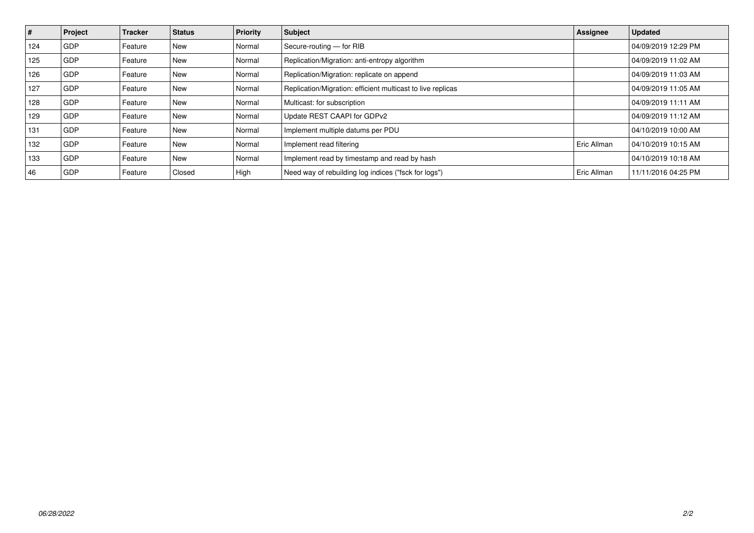| # | Project | Tracker | Status | Priority | Subject | Assignee | Updated |
|---|---|---|---|---|---|---|---|
| 124 | GDP | Feature | New | Normal | Secure-routing — for RIB | | 04/09/2019 12:29 PM |
| 125 | GDP | Feature | New | Normal | Replication/Migration: anti-entropy algorithm | | 04/09/2019 11:02 AM |
| 126 | GDP | Feature | New | Normal | Replication/Migration: replicate on append | | 04/09/2019 11:03 AM |
| 127 | GDP | Feature | New | Normal | Replication/Migration: efficient multicast to live replicas | | 04/09/2019 11:05 AM |
| 128 | GDP | Feature | New | Normal | Multicast: for subscription | | 04/09/2019 11:11 AM |
| 129 | GDP | Feature | New | Normal | Update REST CAAPI for GDPv2 | | 04/09/2019 11:12 AM |
| 131 | GDP | Feature | New | Normal | Implement multiple datums per PDU | | 04/10/2019 10:00 AM |
| 132 | GDP | Feature | New | Normal | Implement read filtering | Eric Allman | 04/10/2019 10:15 AM |
| 133 | GDP | Feature | New | Normal | Implement read by timestamp and read by hash | | 04/10/2019 10:18 AM |
| 46 | GDP | Feature | Closed | High | Need way of rebuilding log indices ("fsck for logs") | Eric Allman | 11/11/2016 04:25 PM |